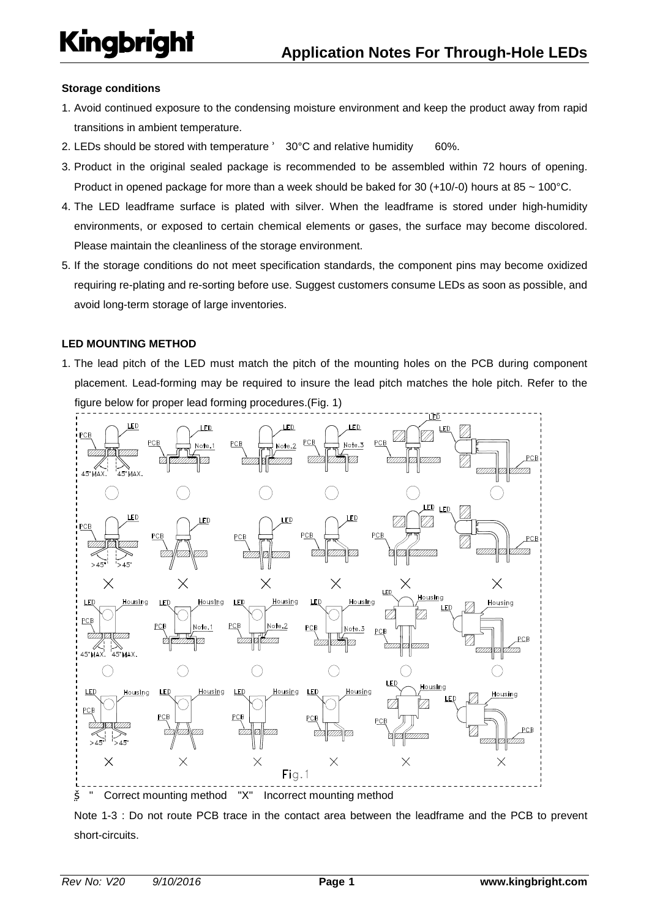### Storage conditions

1. Avoid continued exposure to the condensing moisture environment and keep the product away from rapid transitions in ambient temperature.
2. LEDs should be stored with temperature ≤ 30°C and relative humidity < 60%.
3. Product in the original sealed package is recommended to be assembled within 72 hours of opening. Product in opened package for more than a week should be baked for 30 (+10/-0) hours at 85 ~ 100°C.
4. The LED leadframe surface is plated with silver. When the leadframe is stored under high-humidity environments, or exposed to certain chemical elements or gases, the surface may become discolored. Please maintain the cleanliness of the storage environment.
5. If the storage conditions do not meet specification standards, the component pins may become oxidized requiring re-plating and re-sorting before use. Suggest customers consume LEDs as soon as possible, and avoid long-term storage of large inventories.

### LED MOUNTING METHOD

1. The lead pitch of the LED must match the pitch of the mounting holes on the PCB during component placement. Lead-forming may be required to insure the lead pitch matches the hole pitch. Refer to the figure below for proper lead forming procedures.(Fig. 1)

Fig.1

"○" Correct mounting method "X" Incorrect mounting method

Note 1-3 : Do not route PCB trace in the contact area between the leadframe and the PCB to prevent short-circuits.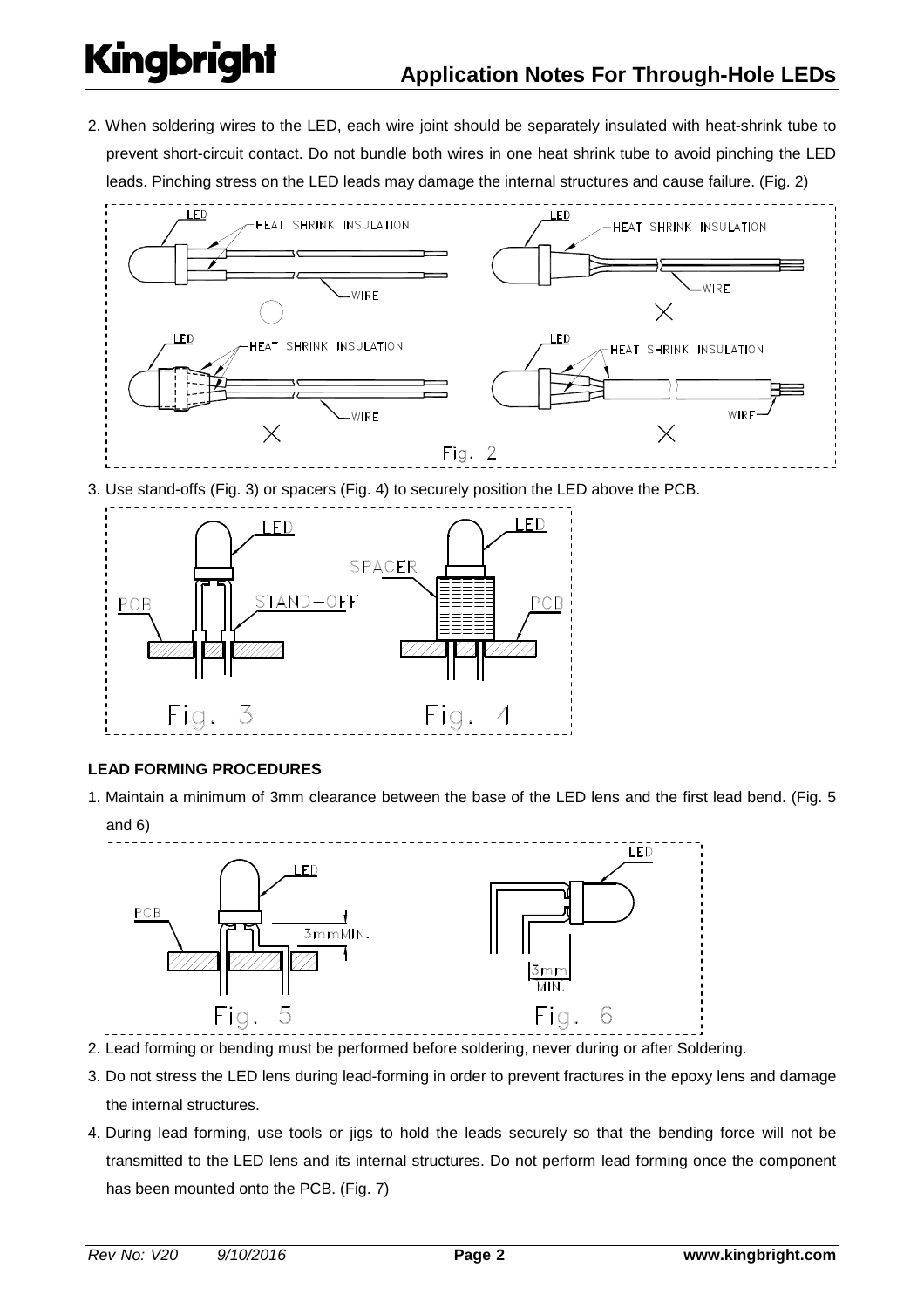2. When soldering wires to the LED, each wire joint should be separately insulated with heat-shrink tube to prevent short-circuit contact. Do not bundle both wires in one heat shrink tube to avoid pinching the LED leads. Pinching stress on the LED leads may damage the internal structures and cause failure. (Fig. 2)

Fig. 2

3. Use stand-offs (Fig. 3) or spacers (Fig. 4) to securely position the LED above the PCB.

Fig. 3 Fig. 4

**LEAD FORMING PROCEDURES**

1. Maintain a minimum of 3mm clearance between the base of the LED lens and the first lead bend. (Fig. 5 and 6)

Fig. 5 Fig. 6

2. Lead forming or bending must be performed before soldering, never during or after Soldering.
3. Do not stress the LED lens during lead-forming in order to prevent fractures in the epoxy lens and damage the internal structures.
4. During lead forming, use tools or jigs to hold the leads securely so that the bending force will not be transmitted to the LED lens and its internal structures. Do not perform lead forming once the component has been mounted onto the PCB. (Fig. 7)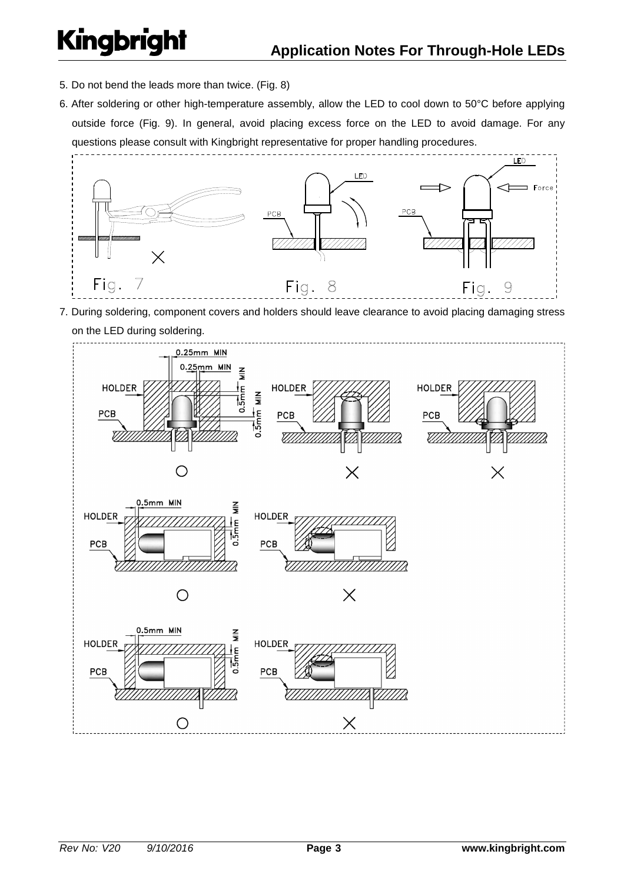5. Do not bend the leads more than twice. (Fig. 8)
6. After soldering or other high-temperature assembly, allow the LED to cool down to 50°C before applying outside force (Fig. 9). In general, avoid placing excess force on the LED to avoid damage. For any questions please consult with Kingbright representative for proper handling procedures.

Fig. 7 Fig. 8 Fig. 9

7. During soldering, component covers and holders should leave clearance to avoid placing damaging stress on the LED during soldering.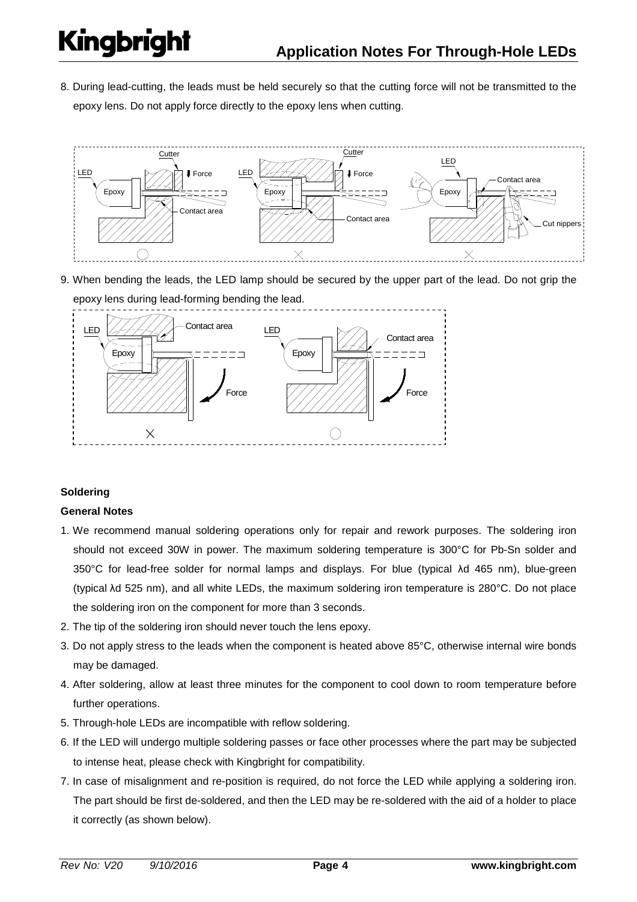8. During lead-cutting, the leads must be held securely so that the cutting force will not be transmitted to the epoxy lens. Do not apply force directly to the epoxy lens when cutting.

9. When bending the leads, the LED lamp should be secured by the upper part of the lead. Do not grip the epoxy lens during lead-forming bending the lead.

#### Soldering

#### General Notes

1. We recommend manual soldering operations only for repair and rework purposes. The soldering iron should not exceed 30W in power. The maximum soldering temperature is 300°C for Pb-Sn solder and 350°C for lead-free solder for normal lamps and displays. For blue (typical λd 465 nm), blue-green (typical λd 525 nm), and all white LEDs, the maximum soldering iron temperature is 280°C. Do not place the soldering iron on the component for more than 3 seconds.
2. The tip of the soldering iron should never touch the lens epoxy.
3. Do not apply stress to the leads when the component is heated above 85°C, otherwise internal wire bonds may be damaged.
4. After soldering, allow at least three minutes for the component to cool down to room temperature before further operations.
5. Through-hole LEDs are incompatible with reflow soldering.
6. If the LED will undergo multiple soldering passes or face other processes where the part may be subjected to intense heat, please check with Kingbright for compatibility.
7. In case of misalignment and re-position is required, do not force the LED while applying a soldering iron. The part should be first de-soldered, and then the LED may be re-soldered with the aid of a holder to place it correctly (as shown below).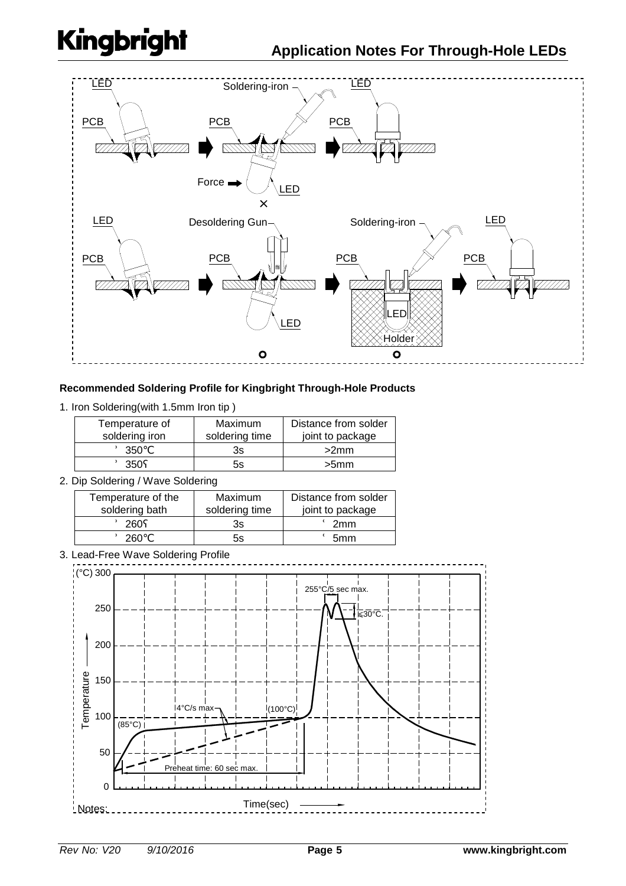## Application Notes For Through-Hole LEDs

LED Soldering-iron LED
PCB PCB PCB
Force LED
×

LED Desoldering Gun Soldering-iron LED
PCB PCB PCB PCB
LED LED Holder
○ ○

**Recommended Soldering Profile for Kingbright Through-Hole Products**

1. Iron Soldering(with 1.5mm Iron tip )

| Temperature of soldering iron | Maximum soldering time | Distance from solder joint to package |
|---|---|---|
| ’ 350℃ | 3s | >2mm |
| ’ 350ʕ | 5s | >5mm |

2. Dip Soldering / Wave Soldering

| Temperature of the soldering bath | Maximum soldering time | Distance from solder joint to package |
|---|---|---|
| ’ 260ʕ | 3s | ‘ 2mm |
| ’ 260℃ | 5s | ‘ 5mm |

3. Lead-Free Wave Soldering Profile

(°C) 300, 250, 200, 150, 100, 50, 0
Temperature
Time(sec)
255°C/5 sec max.
≤30°C.
4°C/s max
(100°C)
(85°C)
Preheat time: 60 sec max.

Notes: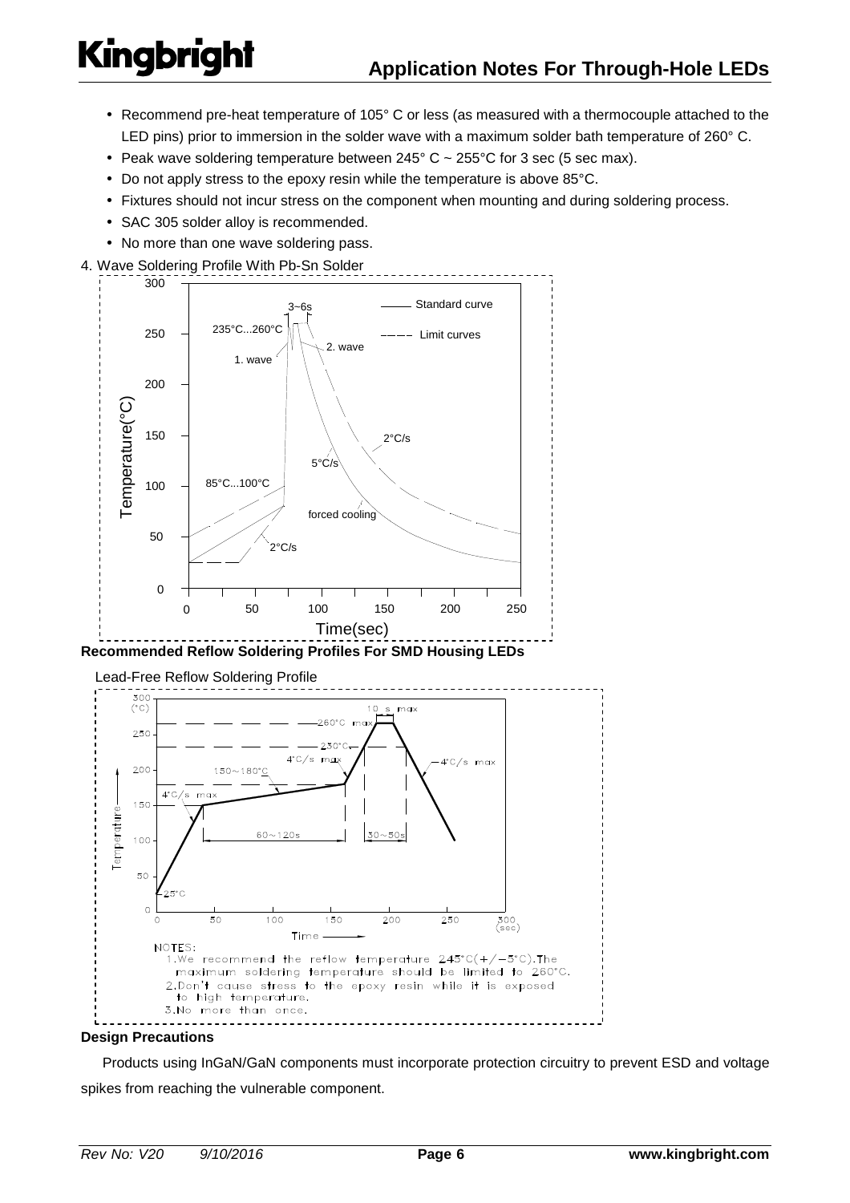- Recommend pre-heat temperature of 105° C or less (as measured with a thermocouple attached to the LED pins) prior to immersion in the solder wave with a maximum solder bath temperature of 260° C.
- Peak wave soldering temperature between 245° C ~ 255°C for 3 sec (5 sec max).
- Do not apply stress to the epoxy resin while the temperature is above 85°C.
- Fixtures should not incur stress on the component when mounting and during soldering process.
- SAC 305 solder alloy is recommended.
- No more than one wave soldering pass.

4. Wave Soldering Profile With Pb-Sn Solder

**Recommended Reflow Soldering Profiles For SMD Housing LEDs**

Lead-Free Reflow Soldering Profile

NOTES:
1. We recommend the reflow temperature 245°C(+/−5°C). The maximum soldering temperature should be limited to 260°C.
2. Don't cause stress to the epoxy resin while it is exposed to high temperature.
3. No more than once.

**Design Precautions**

Products using InGaN/GaN components must incorporate protection circuitry to prevent ESD and voltage spikes from reaching the vulnerable component.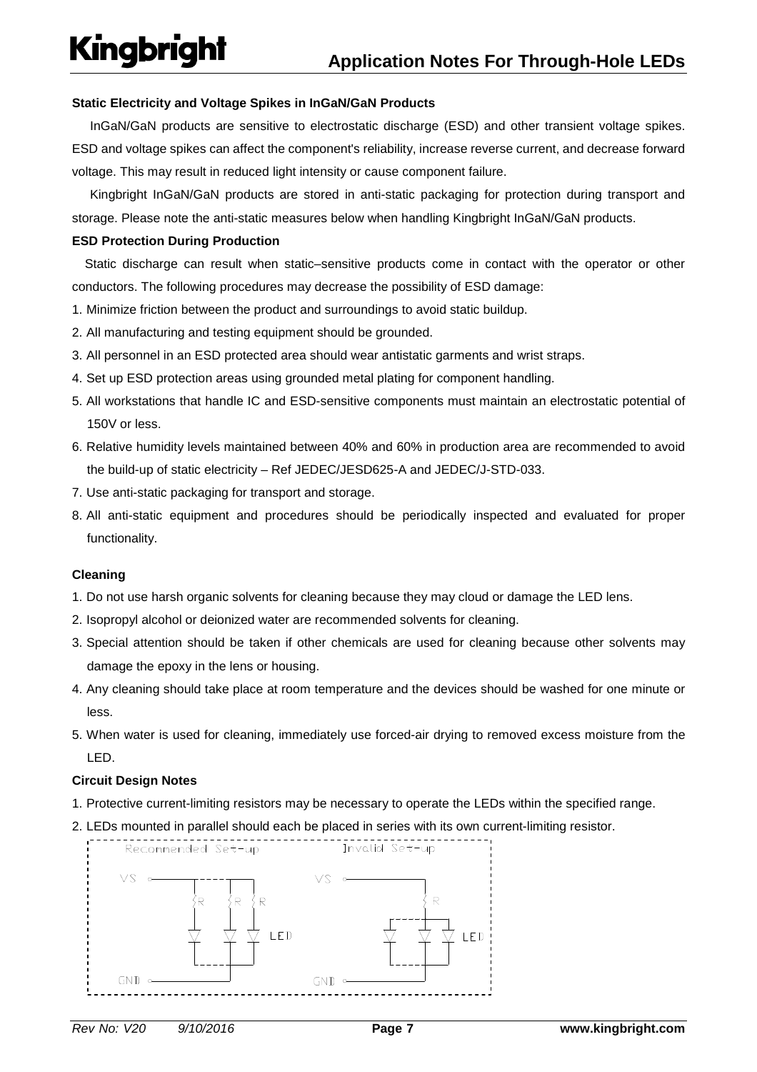## Static Electricity and Voltage Spikes in InGaN/GaN Products

InGaN/GaN products are sensitive to electrostatic discharge (ESD) and other transient voltage spikes. ESD and voltage spikes can affect the component's reliability, increase reverse current, and decrease forward voltage. This may result in reduced light intensity or cause component failure.

Kingbright InGaN/GaN products are stored in anti-static packaging for protection during transport and storage. Please note the anti-static measures below when handling Kingbright InGaN/GaN products.

### ESD Protection During Production

Static discharge can result when static–sensitive products come in contact with the operator or other conductors. The following procedures may decrease the possibility of ESD damage:

1. Minimize friction between the product and surroundings to avoid static buildup.
2. All manufacturing and testing equipment should be grounded.
3. All personnel in an ESD protected area should wear antistatic garments and wrist straps.
4. Set up ESD protection areas using grounded metal plating for component handling.
5. All workstations that handle IC and ESD-sensitive components must maintain an electrostatic potential of 150V or less.
6. Relative humidity levels maintained between 40% and 60% in production area are recommended to avoid the build-up of static electricity – Ref JEDEC/JESD625-A and JEDEC/J-STD-033.
7. Use anti-static packaging for transport and storage.
8. All anti-static equipment and procedures should be periodically inspected and evaluated for proper functionality.

## Cleaning

1. Do not use harsh organic solvents for cleaning because they may cloud or damage the LED lens.
2. Isopropyl alcohol or deionized water are recommended solvents for cleaning.
3. Special attention should be taken if other chemicals are used for cleaning because other solvents may damage the epoxy in the lens or housing.
4. Any cleaning should take place at room temperature and the devices should be washed for one minute or less.
5. When water is used for cleaning, immediately use forced-air drying to removed excess moisture from the LED.

## Circuit Design Notes

1. Protective current-limiting resistors may be necessary to operate the LEDs within the specified range.
2. LEDs mounted in parallel should each be placed in series with its own current-limiting resistor.

Reconnended Set-up — VS, R, R, R, LED, GND

Invalid Set-up — VS, R, LED, GND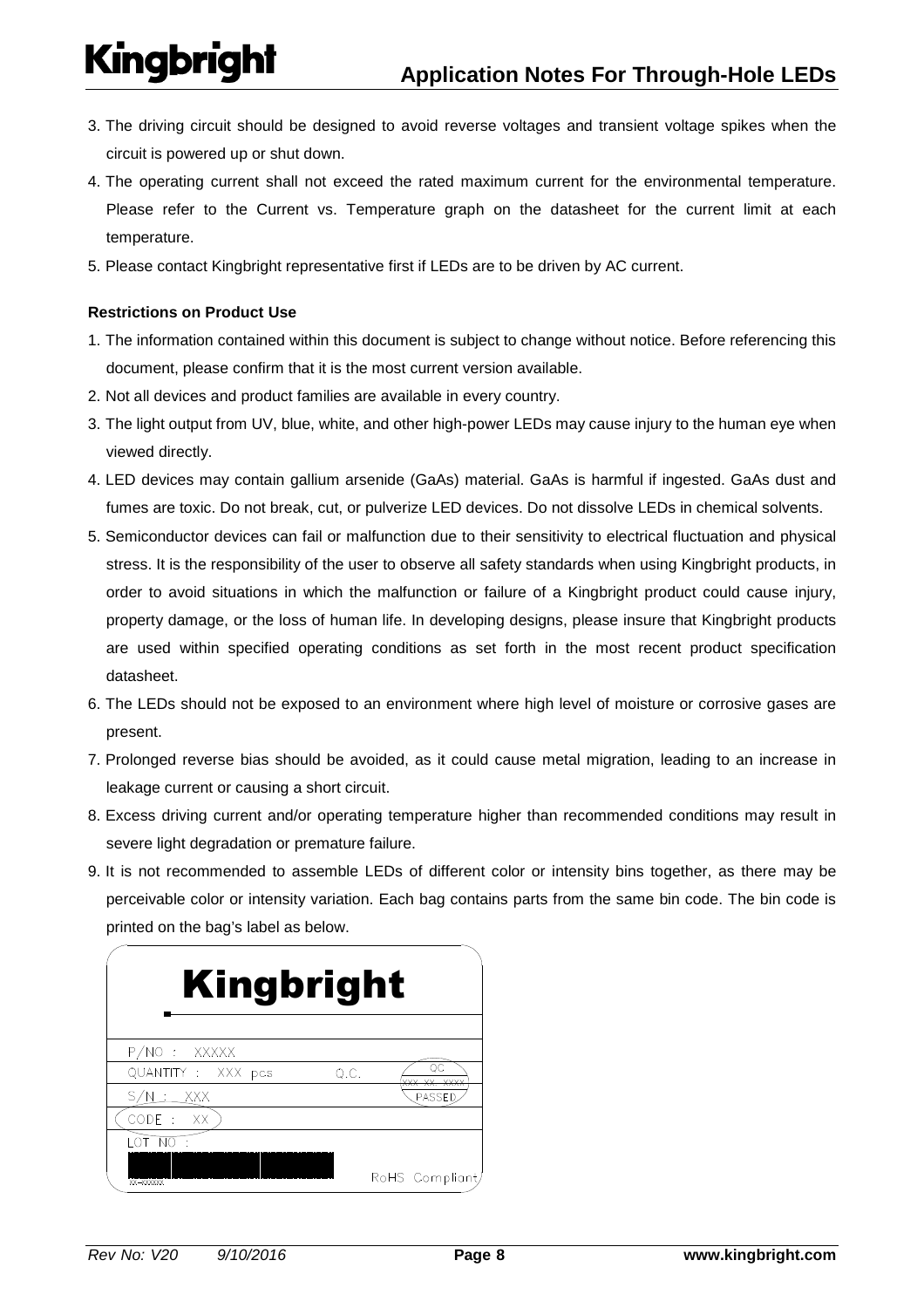3. The driving circuit should be designed to avoid reverse voltages and transient voltage spikes when the circuit is powered up or shut down.
4. The operating current shall not exceed the rated maximum current for the environmental temperature. Please refer to the Current vs. Temperature graph on the datasheet for the current limit at each temperature.
5. Please contact Kingbright representative first if LEDs are to be driven by AC current.

**Restrictions on Product Use**

1. The information contained within this document is subject to change without notice. Before referencing this document, please confirm that it is the most current version available.
2. Not all devices and product families are available in every country.
3. The light output from UV, blue, white, and other high-power LEDs may cause injury to the human eye when viewed directly.
4. LED devices may contain gallium arsenide (GaAs) material. GaAs is harmful if ingested. GaAs dust and fumes are toxic. Do not break, cut, or pulverize LED devices. Do not dissolve LEDs in chemical solvents.
5. Semiconductor devices can fail or malfunction due to their sensitivity to electrical fluctuation and physical stress. It is the responsibility of the user to observe all safety standards when using Kingbright products, in order to avoid situations in which the malfunction or failure of a Kingbright product could cause injury, property damage, or the loss of human life. In developing designs, please insure that Kingbright products are used within specified operating conditions as set forth in the most recent product specification datasheet.
6. The LEDs should not be exposed to an environment where high level of moisture or corrosive gases are present.
7. Prolonged reverse bias should be avoided, as it could cause metal migration, leading to an increase in leakage current or causing a short circuit.
8. Excess driving current and/or operating temperature higher than recommended conditions may result in severe light degradation or premature failure.
9. It is not recommended to assemble LEDs of different color or intensity bins together, as there may be perceivable color or intensity variation. Each bag contains parts from the same bin code. The bin code is printed on the bag's label as below.

Kingbright

P/NO : XXXXX

QUANTITY : XXX pcs Q.C. QC XXX XX XXXX PASSED

S/N : XXX

CODE : XX

LOT NO :

XX-XXXXX

RoHS Compliant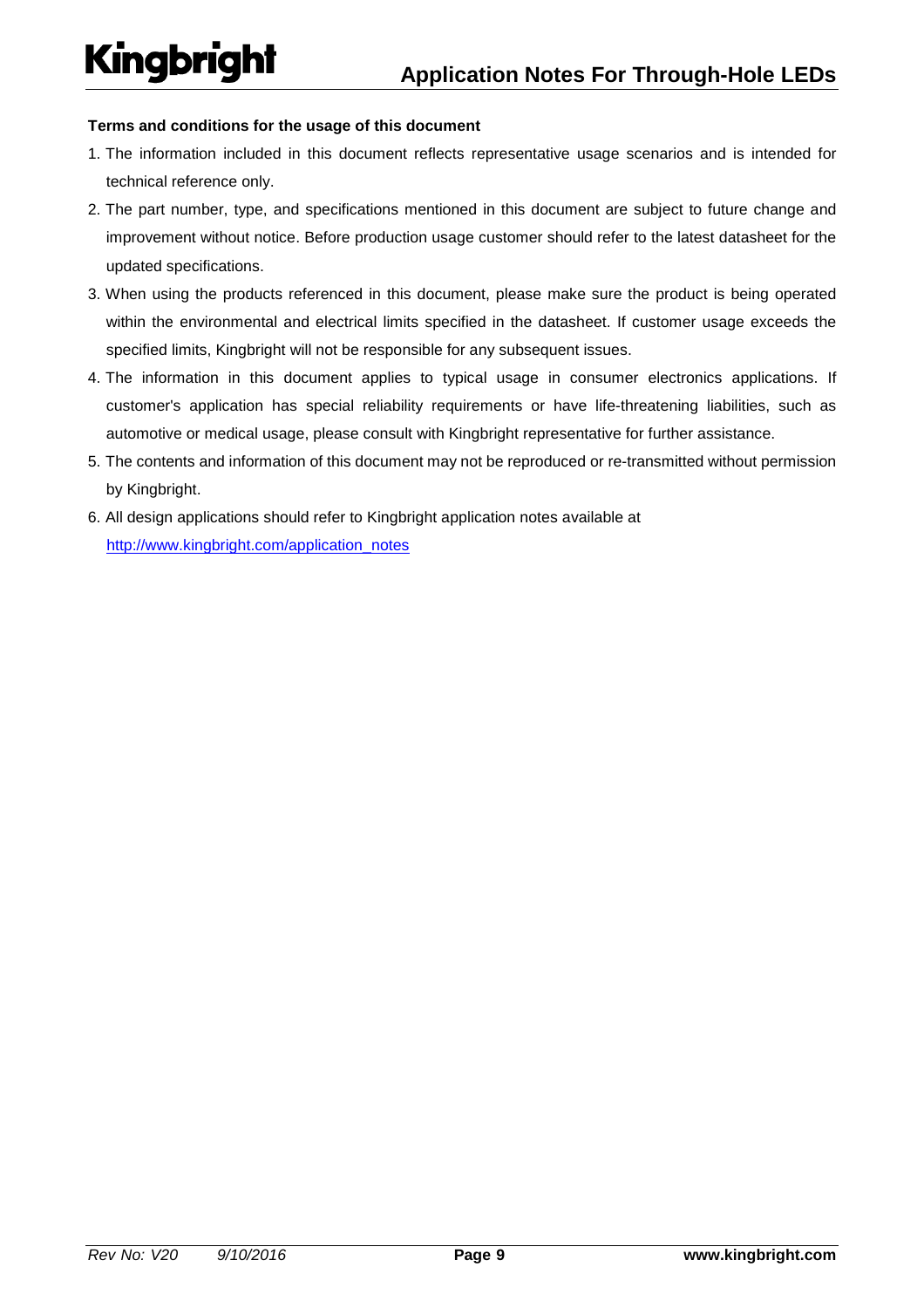**Terms and conditions for the usage of this document**

1. The information included in this document reflects representative usage scenarios and is intended for technical reference only.
2. The part number, type, and specifications mentioned in this document are subject to future change and improvement without notice. Before production usage customer should refer to the latest datasheet for the updated specifications.
3. When using the products referenced in this document, please make sure the product is being operated within the environmental and electrical limits specified in the datasheet. If customer usage exceeds the specified limits, Kingbright will not be responsible for any subsequent issues.
4. The information in this document applies to typical usage in consumer electronics applications. If customer's application has special reliability requirements or have life-threatening liabilities, such as automotive or medical usage, please consult with Kingbright representative for further assistance.
5. The contents and information of this document may not be reproduced or re-transmitted without permission by Kingbright.
6. All design applications should refer to Kingbright application notes available at http://www.kingbright.com/application_notes